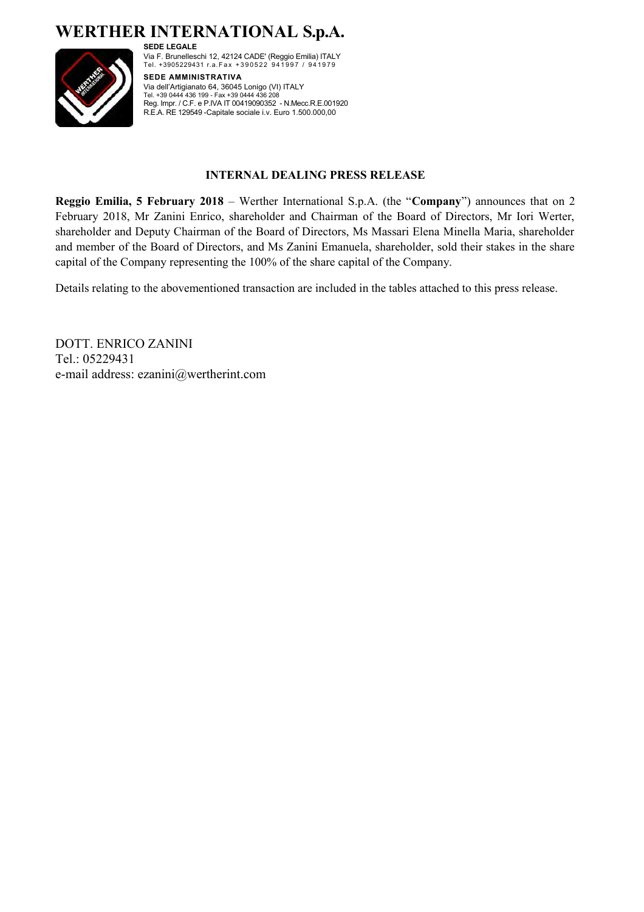# WERTHER INTERNATIONAL S.p.A.

**SEDE LEGALE**
Via F. Brunelleschi 12, 42124 CADE' (Reggio Emilia) ITALY
Tel. +3905229431 r.a.Fax +390522 941997 / 941979

**SEDE AMMINISTRATIVA**
Via dell'Artigianato 64, 36045 Lonigo (VI) ITALY
Tel. +39 0444 436 199 - Fax +39 0444 436 208
Reg. Impr. / C.F. e P.IVA IT 00419090352 - N.Mecc.R.E.001920
R.E.A. RE 129549 -Capitale sociale i.v. Euro 1.500.000,00

**INTERNAL DEALING PRESS RELEASE**

**Reggio Emilia, 5 February 2018** – Werther International S.p.A. (the "**Company**") announces that on 2 February 2018, Mr Zanini Enrico, shareholder and Chairman of the Board of Directors, Mr Iori Werter, shareholder and Deputy Chairman of the Board of Directors, Ms Massari Elena Minella Maria, shareholder and member of the Board of Directors, and Ms Zanini Emanuela, shareholder, sold their stakes in the share capital of the Company representing the 100% of the share capital of the Company.

Details relating to the abovementioned transaction are included in the tables attached to this press release.

DOTT. ENRICO ZANINI
Tel.: 05229431
e-mail address: ezanini@wertherint.com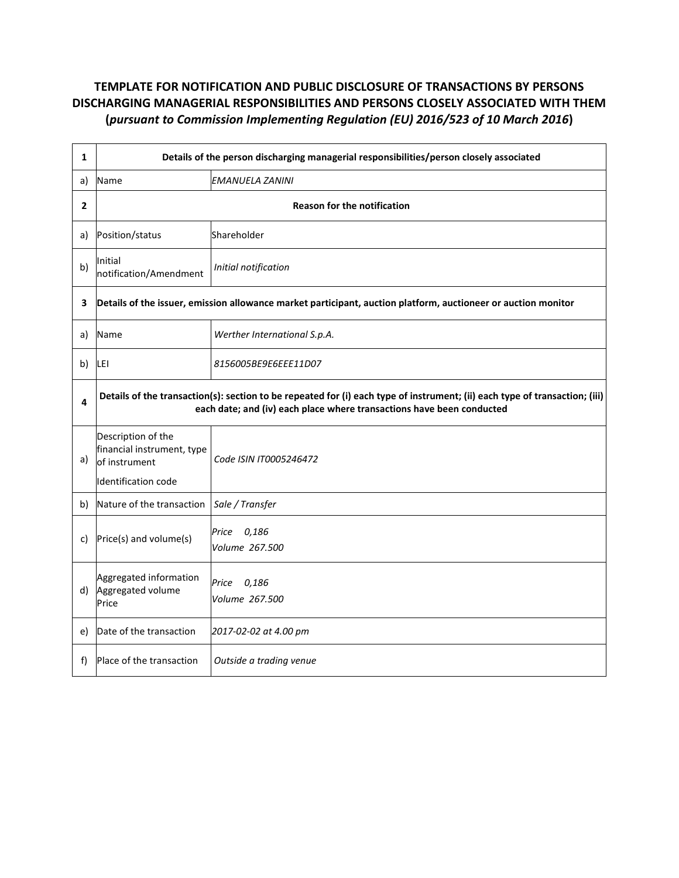**TEMPLATE FOR NOTIFICATION AND PUBLIC DISCLOSURE OF TRANSACTIONS BY PERSONS DISCHARGING MANAGERIAL RESPONSIBILITIES AND PERSONS CLOSELY ASSOCIATED WITH THEM (*pursuant to Commission Implementing Regulation (EU) 2016/523 of 10 March 2016*)**

| | | |
|---|---|---|
| **1** | **Details of the person discharging managerial responsibilities/person closely associated** | |
| a) | Name | *EMANUELA ZANINI* |
| **2** | **Reason for the notification** | |
| a) | Position/status | Shareholder |
| b) | Initial notification/Amendment | *Initial notification* |
| **3** | **Details of the issuer, emission allowance market participant, auction platform, auctioneer or auction monitor** | |
| a) | Name | *Werther International S.p.A.* |
| b) | LEI | *8156005BE9E6EEE11D07* |
| **4** | **Details of the transaction(s): section to be repeated for (i) each type of instrument; (ii) each type of transaction; (iii) each date; and (iv) each place where transactions have been conducted** | |
| a) | Description of the financial instrument, type of instrument<br>Identification code | *Code ISIN IT0005246472* |
| b) | Nature of the transaction | *Sale / Transfer* |
| c) | Price(s) and volume(s) | *Price 0,186*<br>*Volume 267.500* |
| d) | Aggregated information<br>Aggregated volume<br>Price | *Price 0,186*<br>*Volume 267.500* |
| e) | Date of the transaction | *2017-02-02 at 4.00 pm* |
| f) | Place of the transaction | *Outside a trading venue* |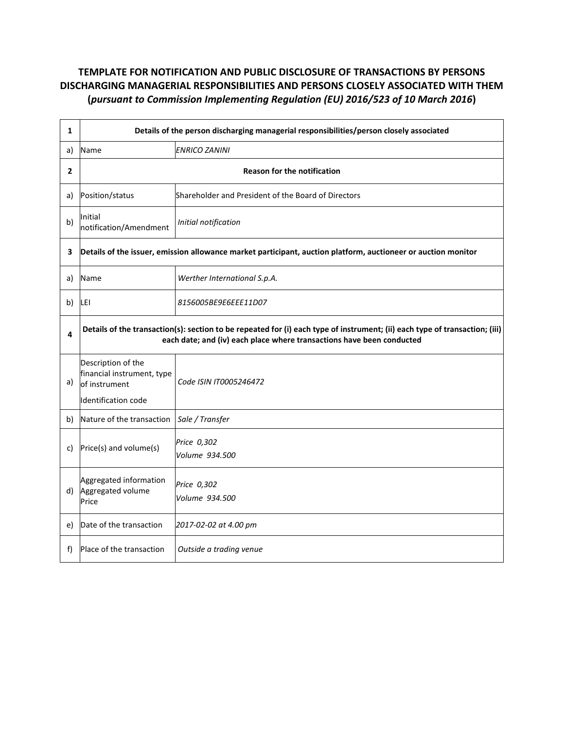# TEMPLATE FOR NOTIFICATION AND PUBLIC DISCLOSURE OF TRANSACTIONS BY PERSONS DISCHARGING MANAGERIAL RESPONSIBILITIES AND PERSONS CLOSELY ASSOCIATED WITH THEM (*pursuant to Commission Implementing Regulation (EU) 2016/523 of 10 March 2016*)

| | | |
|---|---|---|
| **1** | **Details of the person discharging managerial responsibilities/person closely associated** | |
| a) | Name | *ENRICO ZANINI* |
| **2** | **Reason for the notification** | |
| a) | Position/status | Shareholder and President of the Board of Directors |
| b) | Initial notification/Amendment | *Initial notification* |
| **3** | **Details of the issuer, emission allowance market participant, auction platform, auctioneer or auction monitor** | |
| a) | Name | *Werther International S.p.A.* |
| b) | LEI | *8156005BE9E6EEE11D07* |
| **4** | **Details of the transaction(s): section to be repeated for (i) each type of instrument; (ii) each type of transaction; (iii) each date; and (iv) each place where transactions have been conducted** | |
| a) | Description of the financial instrument, type of instrument<br>Identification code | *Code ISIN IT0005246472* |
| b) | Nature of the transaction | *Sale / Transfer* |
| c) | Price(s) and volume(s) | *Price 0,302*<br>*Volume 934.500* |
| d) | Aggregated information<br>Aggregated volume<br>Price | *Price 0,302*<br>*Volume 934.500* |
| e) | Date of the transaction | *2017-02-02 at 4.00 pm* |
| f) | Place of the transaction | *Outside a trading venue* |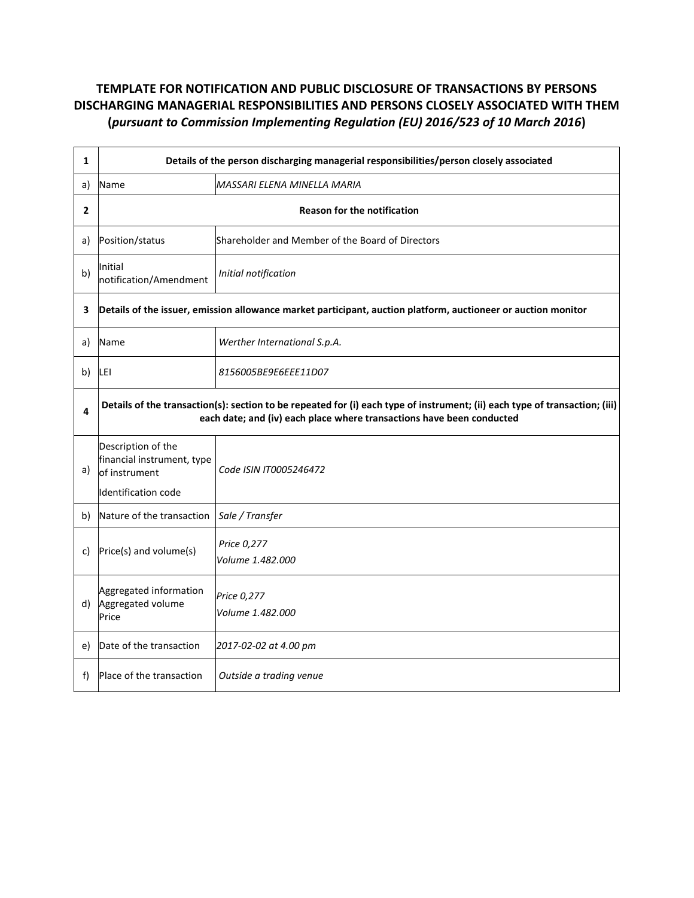**TEMPLATE FOR NOTIFICATION AND PUBLIC DISCLOSURE OF TRANSACTIONS BY PERSONS DISCHARGING MANAGERIAL RESPONSIBILITIES AND PERSONS CLOSELY ASSOCIATED WITH THEM (*pursuant to Commission Implementing Regulation (EU) 2016/523 of 10 March 2016*)**

| | | |
|---|---|---|
| **1** | **Details of the person discharging managerial responsibilities/person closely associated** | |
| a) | Name | *MASSARI ELENA MINELLA MARIA* |
| **2** | **Reason for the notification** | |
| a) | Position/status | Shareholder and Member of the Board of Directors |
| b) | Initial notification/Amendment | *Initial notification* |
| **3** | **Details of the issuer, emission allowance market participant, auction platform, auctioneer or auction monitor** | |
| a) | Name | *Werther International S.p.A.* |
| b) | LEI | *8156005BE9E6EEE11D07* |
| **4** | **Details of the transaction(s): section to be repeated for (i) each type of instrument; (ii) each type of transaction; (iii) each date; and (iv) each place where transactions have been conducted** | |
| a) | Description of the financial instrument, type of instrument<br>Identification code | *Code ISIN IT0005246472* |
| b) | Nature of the transaction | *Sale / Transfer* |
| c) | Price(s) and volume(s) | *Price 0,277*<br>*Volume 1.482.000* |
| d) | Aggregated information<br>Aggregated volume<br>Price | *Price 0,277*<br>*Volume 1.482.000* |
| e) | Date of the transaction | *2017-02-02 at 4.00 pm* |
| f) | Place of the transaction | *Outside a trading venue* |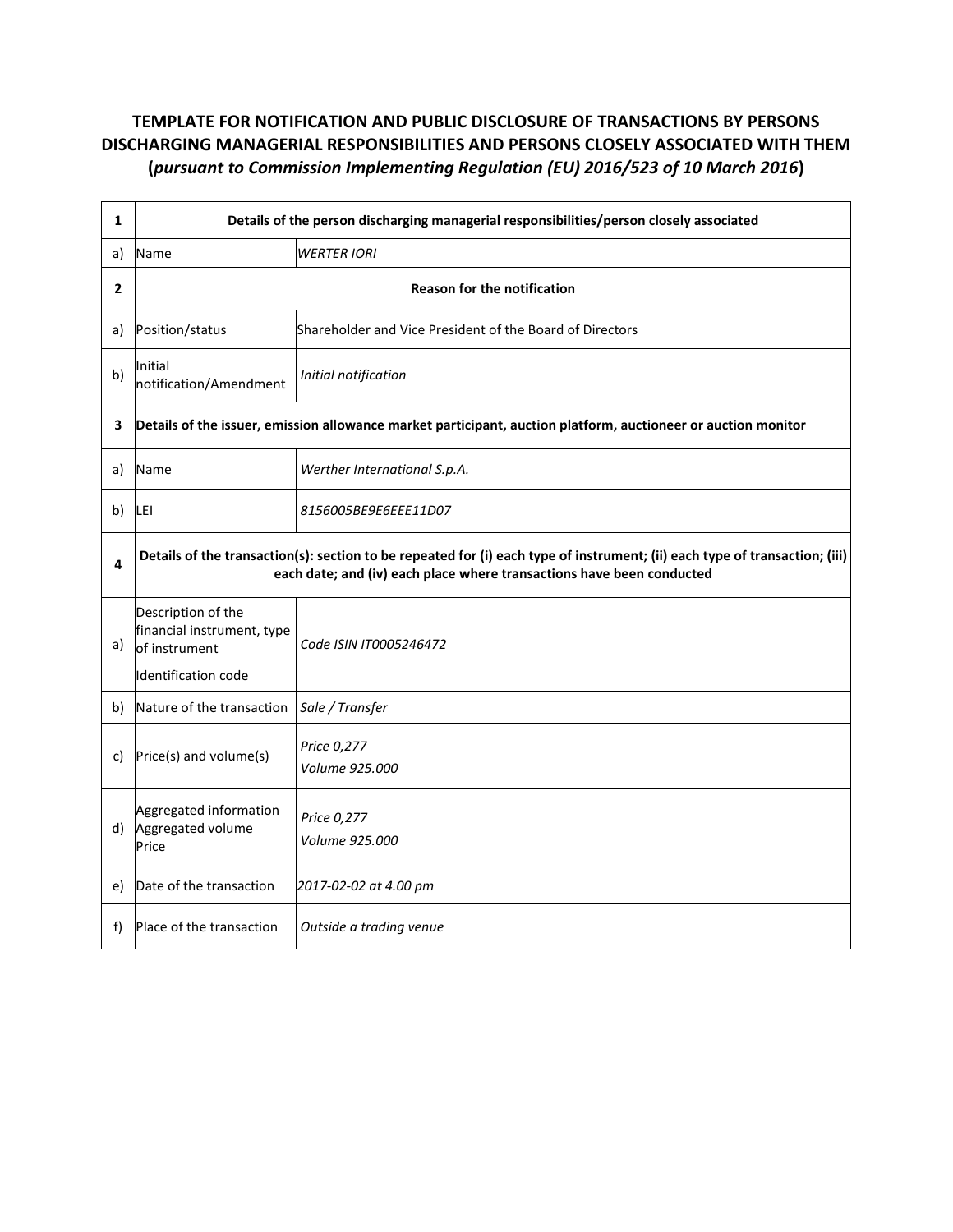**TEMPLATE FOR NOTIFICATION AND PUBLIC DISCLOSURE OF TRANSACTIONS BY PERSONS DISCHARGING MANAGERIAL RESPONSIBILITIES AND PERSONS CLOSELY ASSOCIATED WITH THEM (*pursuant to Commission Implementing Regulation (EU) 2016/523 of 10 March 2016*)**

| | | |
|---|---|---|
| **1** | **Details of the person discharging managerial responsibilities/person closely associated** | |
| a) | Name | *WERTER IORI* |
| **2** | **Reason for the notification** | |
| a) | Position/status | Shareholder and Vice President of the Board of Directors |
| b) | Initial notification/Amendment | *Initial notification* |
| **3** | **Details of the issuer, emission allowance market participant, auction platform, auctioneer or auction monitor** | |
| a) | Name | *Werther International S.p.A.* |
| b) | LEI | *8156005BE9E6EEE11D07* |
| **4** | **Details of the transaction(s): section to be repeated for (i) each type of instrument; (ii) each type of transaction; (iii) each date; and (iv) each place where transactions have been conducted** | |
| a) | Description of the financial instrument, type of instrument<br>Identification code | *Code ISIN IT0005246472* |
| b) | Nature of the transaction | *Sale / Transfer* |
| c) | Price(s) and volume(s) | *Price 0,277*<br>*Volume 925.000* |
| d) | Aggregated information<br>Aggregated volume<br>Price | *Price 0,277*<br>*Volume 925.000* |
| e) | Date of the transaction | *2017-02-02 at 4.00 pm* |
| f) | Place of the transaction | *Outside a trading venue* |